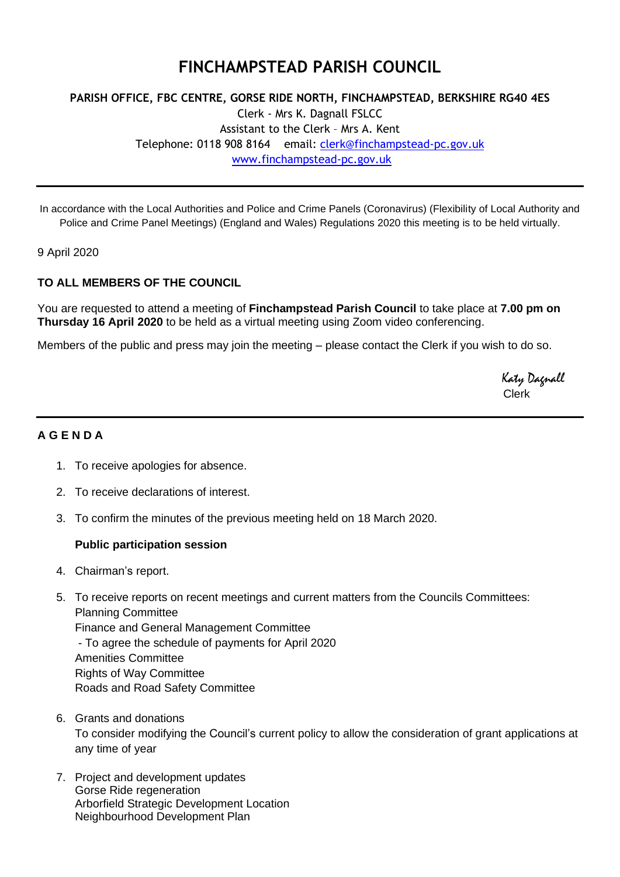# FINCHAMPSTEAD PARISH COUNCIL

**PARISH OFFICE, FBC CENTRE, GORSE RIDE NORTH, FINCHAMPSTEAD, BERKSHIRE RG40 4ES**

Clerk - Mrs K. Dagnall FSLCC
Assistant to the Clerk – Mrs A. Kent
Telephone: 0118 908 8164 email: clerk@finchampstead-pc.gov.uk
www.finchampstead-pc.gov.uk

---

In accordance with the Local Authorities and Police and Crime Panels (Coronavirus) (Flexibility of Local Authority and Police and Crime Panel Meetings) (England and Wales) Regulations 2020 this meeting is to be held virtually.

9 April 2020

**TO ALL MEMBERS OF THE COUNCIL**

You are requested to attend a meeting of **Finchampstead Parish Council** to take place at **7.00 pm on Thursday 16 April 2020** to be held as a virtual meeting using Zoom video conferencing.

Members of the public and press may join the meeting – please contact the Clerk if you wish to do so.

Katy Dagnall
Clerk

---

**A G E N D A**

1. To receive apologies for absence.
2. To receive declarations of interest.
3. To confirm the minutes of the previous meeting held on 18 March 2020.

   **Public participation session**

4. Chairman's report.
5. To receive reports on recent meetings and current matters from the Councils Committees:
   Planning Committee
   Finance and General Management Committee
   - To agree the schedule of payments for April 2020
   Amenities Committee
   Rights of Way Committee
   Roads and Road Safety Committee
6. Grants and donations
   To consider modifying the Council's current policy to allow the consideration of grant applications at any time of year
7. Project and development updates
   Gorse Ride regeneration
   Arborfield Strategic Development Location
   Neighbourhood Development Plan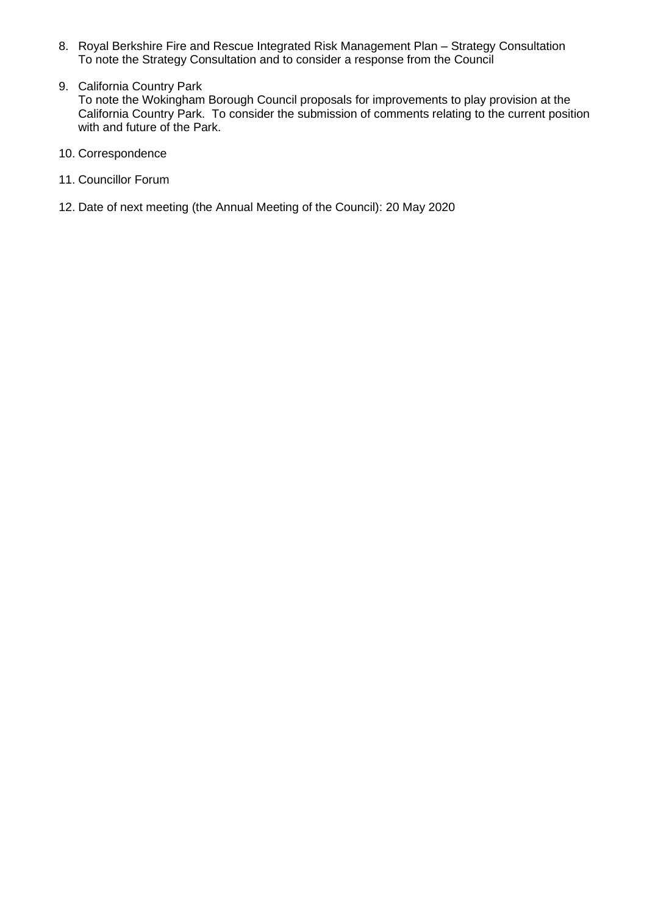8. Royal Berkshire Fire and Rescue Integrated Risk Management Plan – Strategy Consultation
   To note the Strategy Consultation and to consider a response from the Council

9. California Country Park
   To note the Wokingham Borough Council proposals for improvements to play provision at the California Country Park. To consider the submission of comments relating to the current position with and future of the Park.

10. Correspondence

11. Councillor Forum

12. Date of next meeting (the Annual Meeting of the Council): 20 May 2020